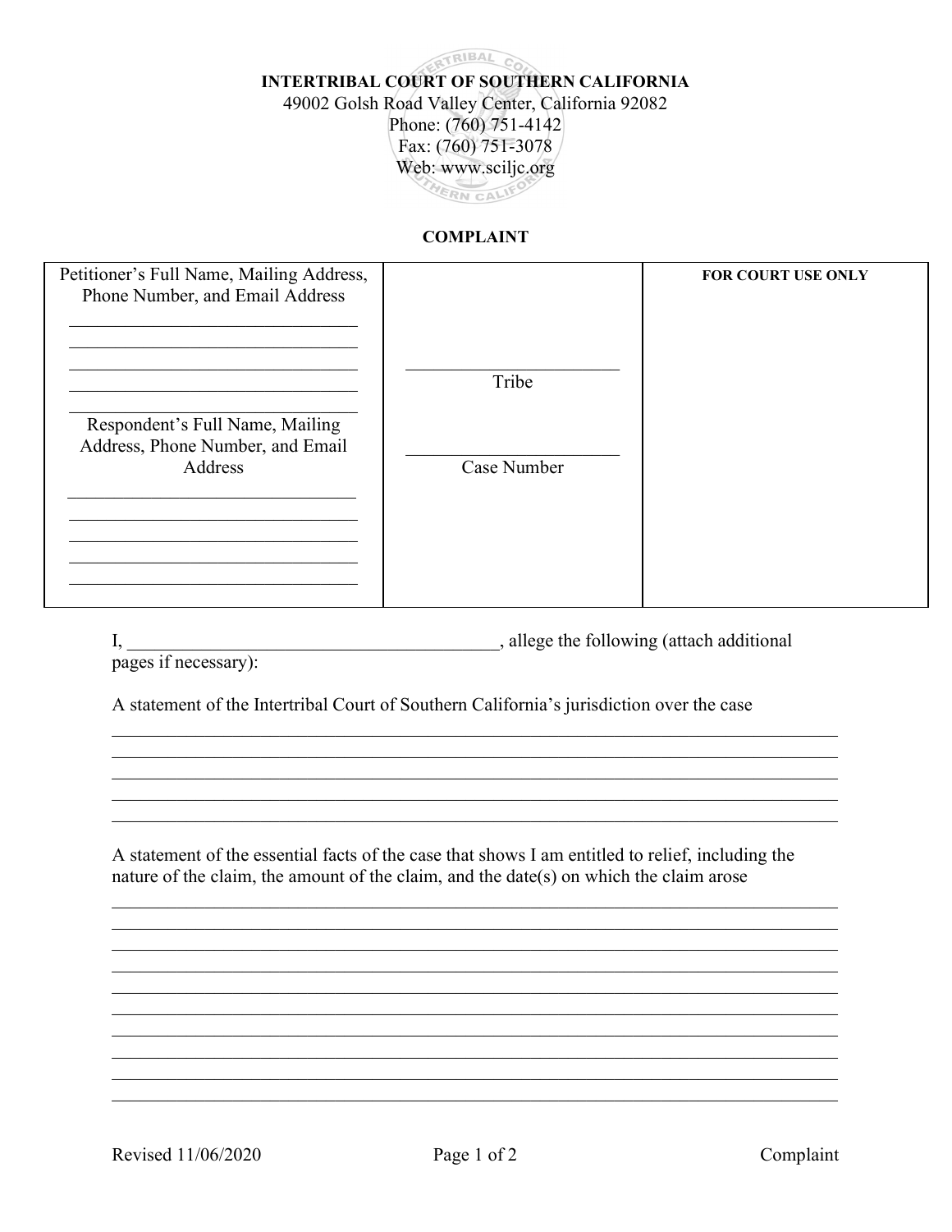**INTERTRIBAL COURT OF SOUTHERN CALIFORNIA**
49002 Golsh Road Valley Center, California 92082
Phone: (760) 751-4142
Fax: (760) 751-3078
Web: www.sciljc.org

**COMPLAINT**

| Petitioner's Full Name, Mailing Address, Phone Number, and Email Address<br>\_\_\_\_\_\_\_\_\_\_\_\_\_\_\_\_\_\_\_\_\_\_\_\_\_\_\_\_\_\_\_\_<br>\_\_\_\_\_\_\_\_\_\_\_\_\_\_\_\_\_\_\_\_\_\_\_\_\_\_\_\_\_\_\_\_<br>\_\_\_\_\_\_\_\_\_\_\_\_\_\_\_\_\_\_\_\_\_\_\_\_\_\_\_\_\_\_\_\_<br>\_\_\_\_\_\_\_\_\_\_\_\_\_\_\_\_\_\_\_\_\_\_\_\_\_\_\_\_\_\_\_\_<br>\_\_\_\_\_\_\_\_\_\_\_\_\_\_\_\_\_\_\_\_\_\_\_\_\_\_\_\_\_\_\_\_<br>Respondent's Full Name, Mailing Address, Phone Number, and Email Address<br>\_\_\_\_\_\_\_\_\_\_\_\_\_\_\_\_\_\_\_\_\_\_\_\_\_\_\_\_\_\_\_\_<br>\_\_\_\_\_\_\_\_\_\_\_\_\_\_\_\_\_\_\_\_\_\_\_\_\_\_\_\_\_\_\_\_<br>\_\_\_\_\_\_\_\_\_\_\_\_\_\_\_\_\_\_\_\_\_\_\_\_\_\_\_\_\_\_\_\_<br>\_\_\_\_\_\_\_\_\_\_\_\_\_\_\_\_\_\_\_\_\_\_\_\_\_\_\_\_\_\_\_\_<br>\_\_\_\_\_\_\_\_\_\_\_\_\_\_\_\_\_\_\_\_\_\_\_\_\_\_\_\_\_\_\_\_ | \_\_\_\_\_\_\_\_\_\_\_\_\_\_\_\_\_\_\_\_\_\_\_\_<br>Tribe<br><br>\_\_\_\_\_\_\_\_\_\_\_\_\_\_\_\_\_\_\_\_\_\_\_\_<br>Case Number | **FOR COURT USE ONLY** |
|---|---|---|

I, \_\_\_\_\_\_\_\_\_\_\_\_\_\_\_\_\_\_\_\_\_\_\_\_\_\_\_\_\_\_\_\_\_\_\_\_\_\_\_\_, allege the following (attach additional pages if necessary):

A statement of the Intertribal Court of Southern California's jurisdiction over the case

\_\_\_\_\_\_\_\_\_\_\_\_\_\_\_\_\_\_\_\_\_\_\_\_\_\_\_\_\_\_\_\_\_\_\_\_\_\_\_\_\_\_\_\_\_\_\_\_\_\_\_\_\_\_\_\_\_\_\_\_\_\_\_\_\_\_\_\_\_\_\_\_\_\_\_\_\_\_\_\_\_\_\_\_
\_\_\_\_\_\_\_\_\_\_\_\_\_\_\_\_\_\_\_\_\_\_\_\_\_\_\_\_\_\_\_\_\_\_\_\_\_\_\_\_\_\_\_\_\_\_\_\_\_\_\_\_\_\_\_\_\_\_\_\_\_\_\_\_\_\_\_\_\_\_\_\_\_\_\_\_\_\_\_\_\_\_\_\_
\_\_\_\_\_\_\_\_\_\_\_\_\_\_\_\_\_\_\_\_\_\_\_\_\_\_\_\_\_\_\_\_\_\_\_\_\_\_\_\_\_\_\_\_\_\_\_\_\_\_\_\_\_\_\_\_\_\_\_\_\_\_\_\_\_\_\_\_\_\_\_\_\_\_\_\_\_\_\_\_\_\_\_\_
\_\_\_\_\_\_\_\_\_\_\_\_\_\_\_\_\_\_\_\_\_\_\_\_\_\_\_\_\_\_\_\_\_\_\_\_\_\_\_\_\_\_\_\_\_\_\_\_\_\_\_\_\_\_\_\_\_\_\_\_\_\_\_\_\_\_\_\_\_\_\_\_\_\_\_\_\_\_\_\_\_\_\_\_
\_\_\_\_\_\_\_\_\_\_\_\_\_\_\_\_\_\_\_\_\_\_\_\_\_\_\_\_\_\_\_\_\_\_\_\_\_\_\_\_\_\_\_\_\_\_\_\_\_\_\_\_\_\_\_\_\_\_\_\_\_\_\_\_\_\_\_\_\_\_\_\_\_\_\_\_\_\_\_\_\_\_\_\_

A statement of the essential facts of the case that shows I am entitled to relief, including the nature of the claim, the amount of the claim, and the date(s) on which the claim arose

\_\_\_\_\_\_\_\_\_\_\_\_\_\_\_\_\_\_\_\_\_\_\_\_\_\_\_\_\_\_\_\_\_\_\_\_\_\_\_\_\_\_\_\_\_\_\_\_\_\_\_\_\_\_\_\_\_\_\_\_\_\_\_\_\_\_\_\_\_\_\_\_\_\_\_\_\_\_\_\_\_\_\_\_
\_\_\_\_\_\_\_\_\_\_\_\_\_\_\_\_\_\_\_\_\_\_\_\_\_\_\_\_\_\_\_\_\_\_\_\_\_\_\_\_\_\_\_\_\_\_\_\_\_\_\_\_\_\_\_\_\_\_\_\_\_\_\_\_\_\_\_\_\_\_\_\_\_\_\_\_\_\_\_\_\_\_\_\_
\_\_\_\_\_\_\_\_\_\_\_\_\_\_\_\_\_\_\_\_\_\_\_\_\_\_\_\_\_\_\_\_\_\_\_\_\_\_\_\_\_\_\_\_\_\_\_\_\_\_\_\_\_\_\_\_\_\_\_\_\_\_\_\_\_\_\_\_\_\_\_\_\_\_\_\_\_\_\_\_\_\_\_\_
\_\_\_\_\_\_\_\_\_\_\_\_\_\_\_\_\_\_\_\_\_\_\_\_\_\_\_\_\_\_\_\_\_\_\_\_\_\_\_\_\_\_\_\_\_\_\_\_\_\_\_\_\_\_\_\_\_\_\_\_\_\_\_\_\_\_\_\_\_\_\_\_\_\_\_\_\_\_\_\_\_\_\_\_
\_\_\_\_\_\_\_\_\_\_\_\_\_\_\_\_\_\_\_\_\_\_\_\_\_\_\_\_\_\_\_\_\_\_\_\_\_\_\_\_\_\_\_\_\_\_\_\_\_\_\_\_\_\_\_\_\_\_\_\_\_\_\_\_\_\_\_\_\_\_\_\_\_\_\_\_\_\_\_\_\_\_\_\_
\_\_\_\_\_\_\_\_\_\_\_\_\_\_\_\_\_\_\_\_\_\_\_\_\_\_\_\_\_\_\_\_\_\_\_\_\_\_\_\_\_\_\_\_\_\_\_\_\_\_\_\_\_\_\_\_\_\_\_\_\_\_\_\_\_\_\_\_\_\_\_\_\_\_\_\_\_\_\_\_\_\_\_\_
\_\_\_\_\_\_\_\_\_\_\_\_\_\_\_\_\_\_\_\_\_\_\_\_\_\_\_\_\_\_\_\_\_\_\_\_\_\_\_\_\_\_\_\_\_\_\_\_\_\_\_\_\_\_\_\_\_\_\_\_\_\_\_\_\_\_\_\_\_\_\_\_\_\_\_\_\_\_\_\_\_\_\_\_
\_\_\_\_\_\_\_\_\_\_\_\_\_\_\_\_\_\_\_\_\_\_\_\_\_\_\_\_\_\_\_\_\_\_\_\_\_\_\_\_\_\_\_\_\_\_\_\_\_\_\_\_\_\_\_\_\_\_\_\_\_\_\_\_\_\_\_\_\_\_\_\_\_\_\_\_\_\_\_\_\_\_\_\_
\_\_\_\_\_\_\_\_\_\_\_\_\_\_\_\_\_\_\_\_\_\_\_\_\_\_\_\_\_\_\_\_\_\_\_\_\_\_\_\_\_\_\_\_\_\_\_\_\_\_\_\_\_\_\_\_\_\_\_\_\_\_\_\_\_\_\_\_\_\_\_\_\_\_\_\_\_\_\_\_\_\_\_\_
\_\_\_\_\_\_\_\_\_\_\_\_\_\_\_\_\_\_\_\_\_\_\_\_\_\_\_\_\_\_\_\_\_\_\_\_\_\_\_\_\_\_\_\_\_\_\_\_\_\_\_\_\_\_\_\_\_\_\_\_\_\_\_\_\_\_\_\_\_\_\_\_\_\_\_\_\_\_\_\_\_\_\_\_

Revised 11/06/2020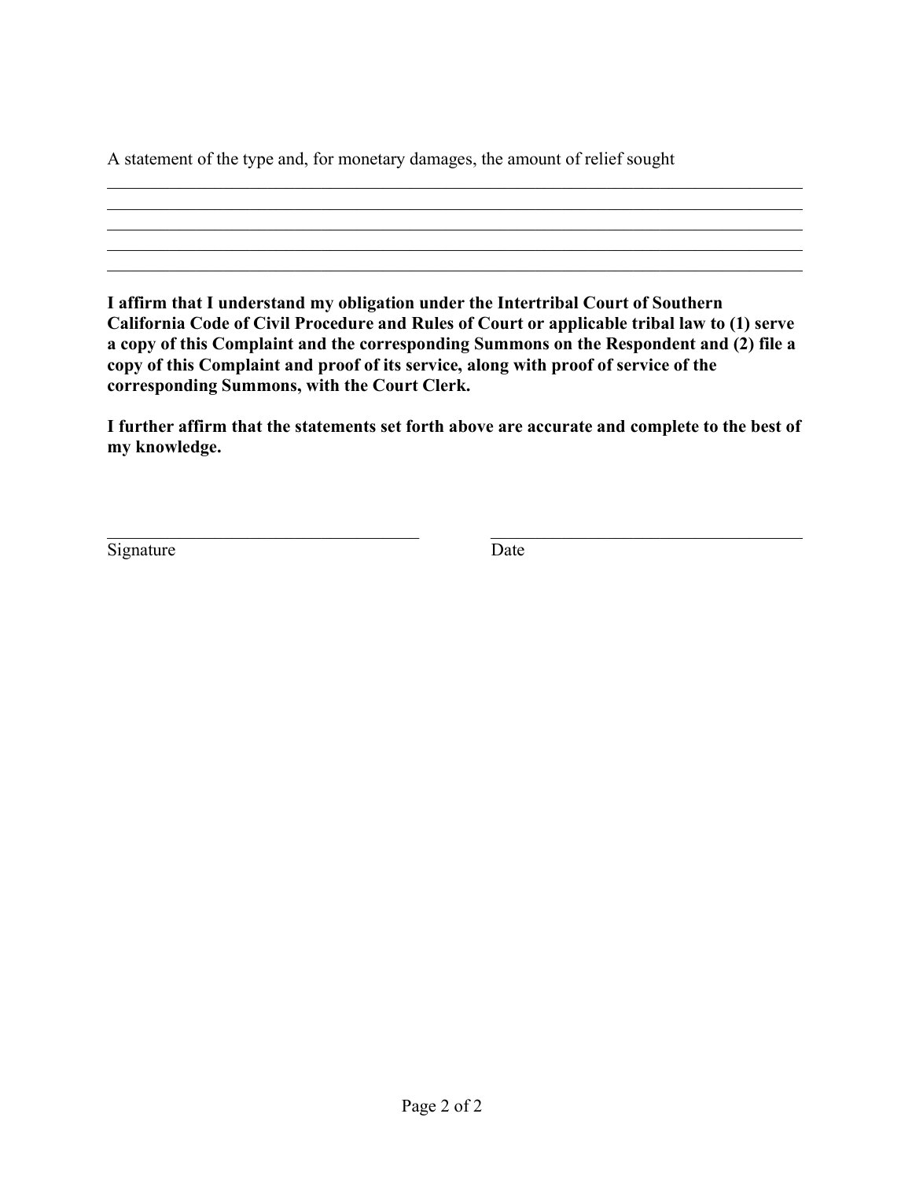A statement of the type and, for monetary damages, the amount of relief sought

______________________________________________________________________________
______________________________________________________________________________
______________________________________________________________________________
______________________________________________________________________________
______________________________________________________________________________

**I affirm that I understand my obligation under the Intertribal Court of Southern California Code of Civil Procedure and Rules of Court or applicable tribal law to (1) serve a copy of this Complaint and the corresponding Summons on the Respondent and (2) file a copy of this Complaint and proof of its service, along with proof of service of the corresponding Summons, with the Court Clerk.**

**I further affirm that the statements set forth above are accurate and complete to the best of my knowledge.**

___________________________________ ___________________________________
Signature Date